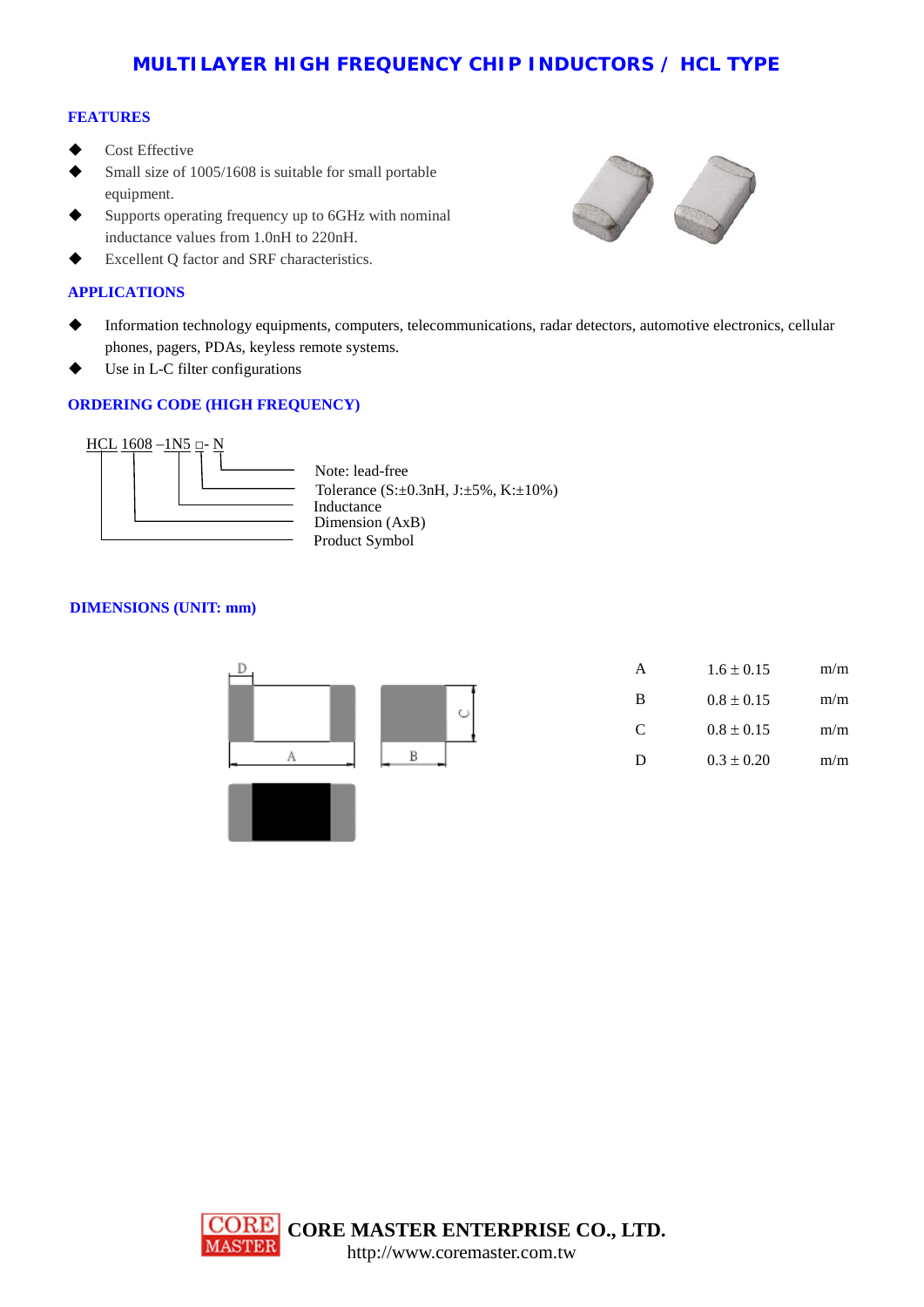# MULTILAYER HIGH FREQUENCY CHIP INDUCTORS / HCL TYPE

## FEATURES

- Cost Effective
- Small size of 1005/1608 is suitable for small portable equipment.
- Supports operating frequency up to 6GHz with nominal inductance values from 1.0nH to 220nH.
- Excellent Q factor and SRF characteristics.

## APPLICATIONS

- Information technology equipments, computers, telecommunications, radar detectors, automotive electronics, cellular phones, pagers, PDAs, keyless remote systems.
- Use in L-C filter configurations

## ORDERING CODE (HIGH FREQUENCY)

HCL 1608 –1N5 □- N

- N: Note: lead-free
- □: Tolerance (S:±0.3nH, J:±5%, K:±10%)
- 1N5: Inductance
- 1608: Dimension (AxB)
- HCL: Product Symbol

## DIMENSIONS (UNIT: mm)

| | | |
|---|---|---|
| A | 1.6 ± 0.15 | m/m |
| B | 0.8 ± 0.15 | m/m |
| C | 0.8 ± 0.15 | m/m |
| D | 0.3 ± 0.20 | m/m |

CORE MASTER ENTERPRISE CO., LTD.
http://www.coremaster.com.tw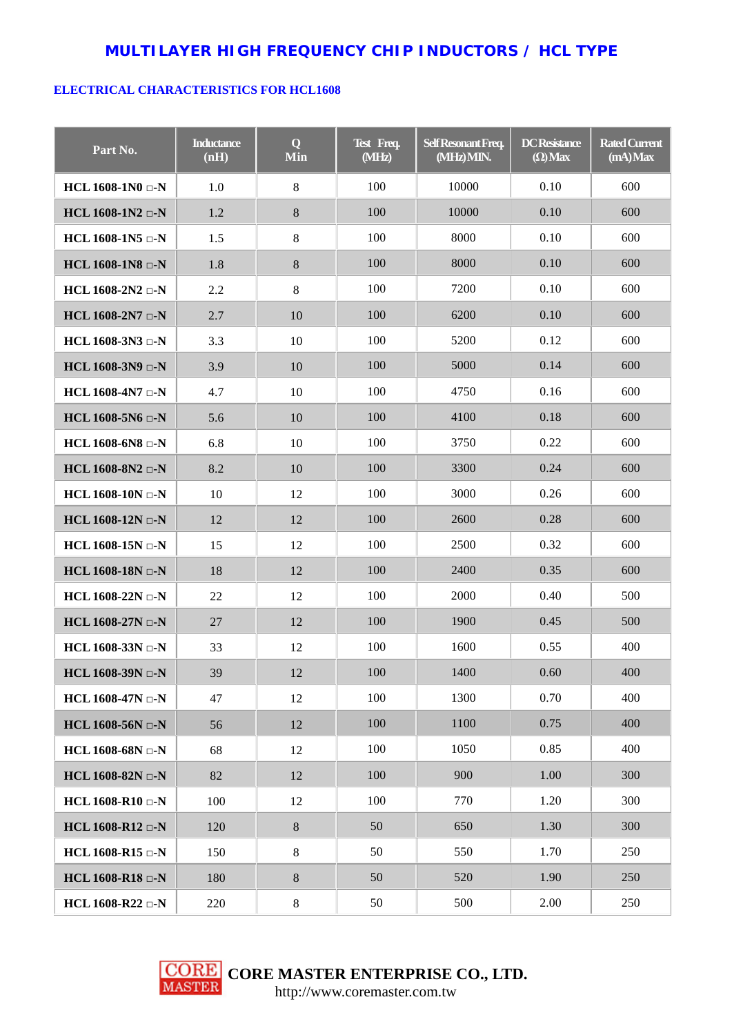# MULTILAYER HIGH FREQUENCY CHIP INDUCTORS / HCL TYPE

## ELECTRICAL CHARACTERISTICS FOR HCL1608

| Part No. | Inductance (nH) | Q Min | Test Freq. (MHz) | Self Resonant Freq. (MHz) MIN. | DC Resistance (Ω) Max | Rated Current (mA) Max |
|---|---|---|---|---|---|---|
| **HCL 1608-1N0 □-N** | 1.0 | 8 | 100 | 10000 | 0.10 | 600 |
| **HCL 1608-1N2 □-N** | 1.2 | 8 | 100 | 10000 | 0.10 | 600 |
| **HCL 1608-1N5 □-N** | 1.5 | 8 | 100 | 8000 | 0.10 | 600 |
| **HCL 1608-1N8 □-N** | 1.8 | 8 | 100 | 8000 | 0.10 | 600 |
| **HCL 1608-2N2 □-N** | 2.2 | 8 | 100 | 7200 | 0.10 | 600 |
| **HCL 1608-2N7 □-N** | 2.7 | 10 | 100 | 6200 | 0.10 | 600 |
| **HCL 1608-3N3 □-N** | 3.3 | 10 | 100 | 5200 | 0.12 | 600 |
| **HCL 1608-3N9 □-N** | 3.9 | 10 | 100 | 5000 | 0.14 | 600 |
| **HCL 1608-4N7 □-N** | 4.7 | 10 | 100 | 4750 | 0.16 | 600 |
| **HCL 1608-5N6 □-N** | 5.6 | 10 | 100 | 4100 | 0.18 | 600 |
| **HCL 1608-6N8 □-N** | 6.8 | 10 | 100 | 3750 | 0.22 | 600 |
| **HCL 1608-8N2 □-N** | 8.2 | 10 | 100 | 3300 | 0.24 | 600 |
| **HCL 1608-10N □-N** | 10 | 12 | 100 | 3000 | 0.26 | 600 |
| **HCL 1608-12N □-N** | 12 | 12 | 100 | 2600 | 0.28 | 600 |
| **HCL 1608-15N □-N** | 15 | 12 | 100 | 2500 | 0.32 | 600 |
| **HCL 1608-18N □-N** | 18 | 12 | 100 | 2400 | 0.35 | 600 |
| **HCL 1608-22N □-N** | 22 | 12 | 100 | 2000 | 0.40 | 500 |
| **HCL 1608-27N □-N** | 27 | 12 | 100 | 1900 | 0.45 | 500 |
| **HCL 1608-33N □-N** | 33 | 12 | 100 | 1600 | 0.55 | 400 |
| **HCL 1608-39N □-N** | 39 | 12 | 100 | 1400 | 0.60 | 400 |
| **HCL 1608-47N □-N** | 47 | 12 | 100 | 1300 | 0.70 | 400 |
| **HCL 1608-56N □-N** | 56 | 12 | 100 | 1100 | 0.75 | 400 |
| **HCL 1608-68N □-N** | 68 | 12 | 100 | 1050 | 0.85 | 400 |
| **HCL 1608-82N □-N** | 82 | 12 | 100 | 900 | 1.00 | 300 |
| **HCL 1608-R10 □-N** | 100 | 12 | 100 | 770 | 1.20 | 300 |
| **HCL 1608-R12 □-N** | 120 | 8 | 50 | 650 | 1.30 | 300 |
| **HCL 1608-R15 □-N** | 150 | 8 | 50 | 550 | 1.70 | 250 |
| **HCL 1608-R18 □-N** | 180 | 8 | 50 | 520 | 1.90 | 250 |
| **HCL 1608-R22 □-N** | 220 | 8 | 50 | 500 | 2.00 | 250 |

CORE MASTER

**CORE MASTER ENTERPRISE CO., LTD.**
http://www.coremaster.com.tw